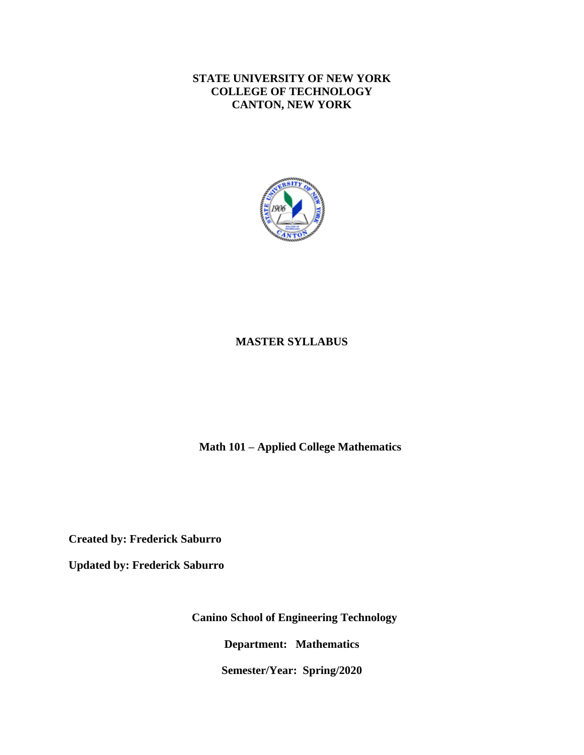**STATE UNIVERSITY OF NEW YORK**
**COLLEGE OF TECHNOLOGY**
**CANTON, NEW YORK**

# MASTER SYLLABUS

## Math 101 – Applied College Mathematics

**Created by: Frederick Saburro**

**Updated by: Frederick Saburro**

**Canino School of Engineering Technology**

**Department: Mathematics**

**Semester/Year: Spring/2020**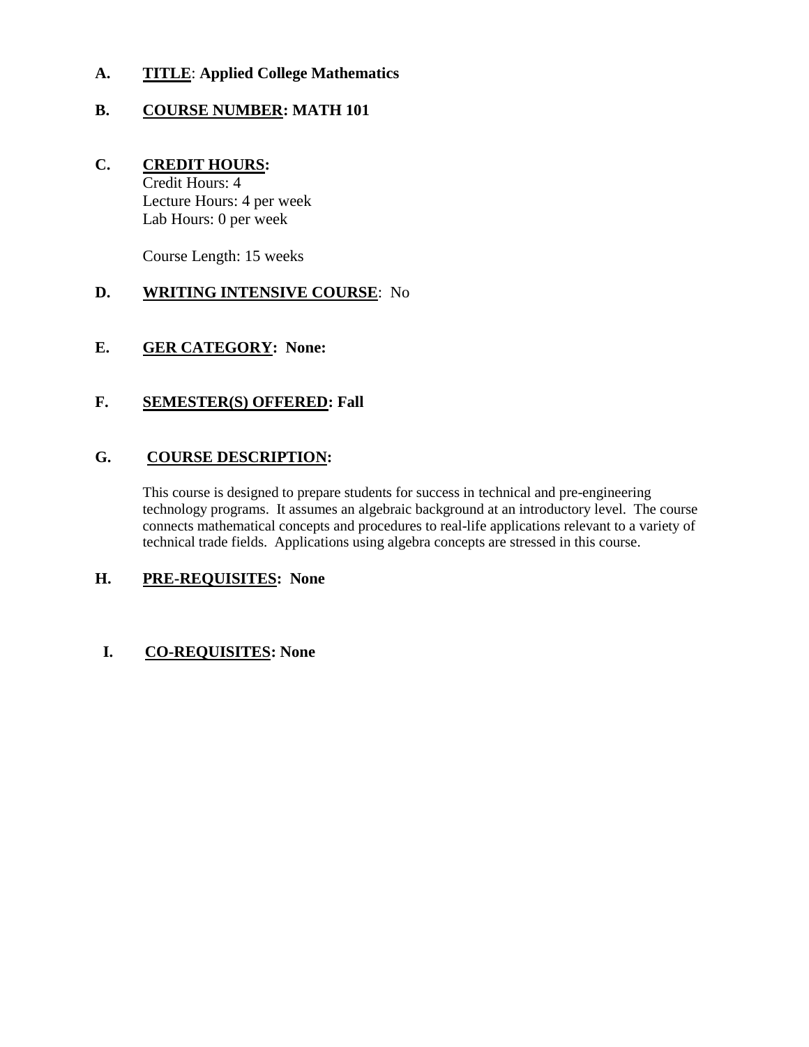**A.** **<u>TITLE</u>: Applied College Mathematics**

**B.** **<u>COURSE NUMBER</u>: MATH 101**

**C.** **<u>CREDIT HOURS</u>:**

Credit Hours: 4
Lecture Hours: 4 per week
Lab Hours: 0 per week

Course Length: 15 weeks

**D.** **<u>WRITING INTENSIVE COURSE</u>**: No

**E.** **<u>GER CATEGORY</u>: None:**

**F.** **<u>SEMESTER(S) OFFERED</u>: Fall**

**G.** **<u>COURSE DESCRIPTION</u>:**

This course is designed to prepare students for success in technical and pre-engineering technology programs. It assumes an algebraic background at an introductory level. The course connects mathematical concepts and procedures to real-life applications relevant to a variety of technical trade fields. Applications using algebra concepts are stressed in this course.

**H.** **<u>PRE-REQUISITES</u>: None**

**I.** **<u>CO-REQUISITES</u>: None**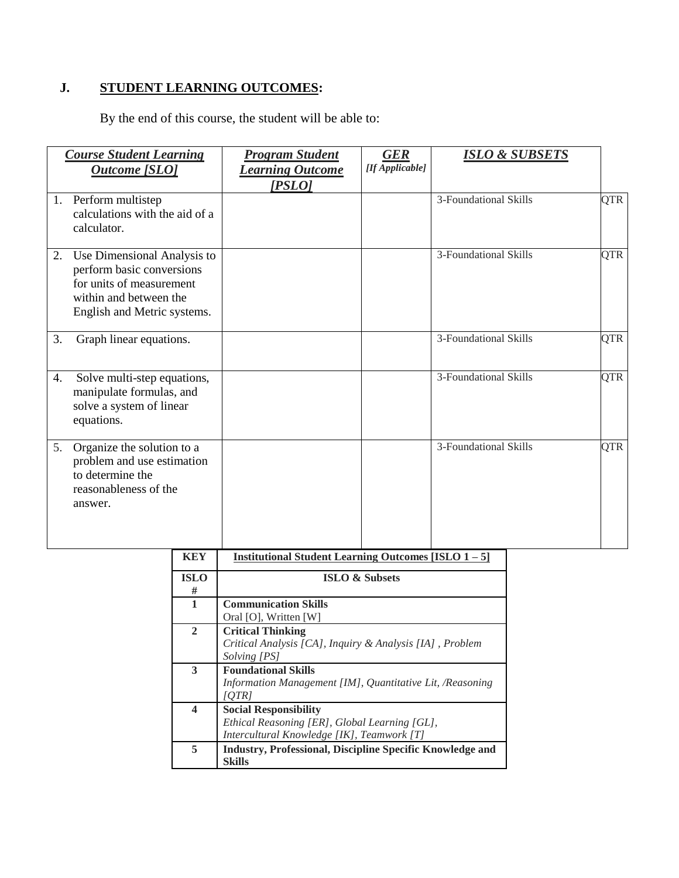## J. STUDENT LEARNING OUTCOMES:

By the end of this course, the student will be able to:

| *Course Student Learning Outcome [SLO]* | *Program Student Learning Outcome [PSLO]* | *GER [If Applicable]* | *ISLO & SUBSETS* | |
|---|---|---|---|---|
| 1. Perform multistep calculations with the aid of a calculator. | | | 3-Foundational Skills | QTR |
| 2. Use Dimensional Analysis to perform basic conversions for units of measurement within and between the English and Metric systems. | | | 3-Foundational Skills | QTR |
| 3. Graph linear equations. | | | 3-Foundational Skills | QTR |
| 4. Solve multi-step equations, manipulate formulas, and solve a system of linear equations. | | | 3-Foundational Skills | QTR |
| 5. Organize the solution to a problem and use estimation to determine the reasonableness of the answer. | | | 3-Foundational Skills | QTR |

| **KEY** | **Institutional Student Learning Outcomes [ISLO 1 – 5]** |
|---|---|
| **ISLO #** | **ISLO & Subsets** |
| **1** | **Communication Skills** Oral [O], Written [W] |
| **2** | **Critical Thinking** *Critical Analysis [CA], Inquiry & Analysis [IA] , Problem Solving [PS]* |
| **3** | **Foundational Skills** *Information Management [IM], Quantitative Lit, /Reasoning [QTR]* |
| **4** | **Social Responsibility** *Ethical Reasoning [ER], Global Learning [GL], Intercultural Knowledge [IK], Teamwork [T]* |
| **5** | **Industry, Professional, Discipline Specific Knowledge and Skills** |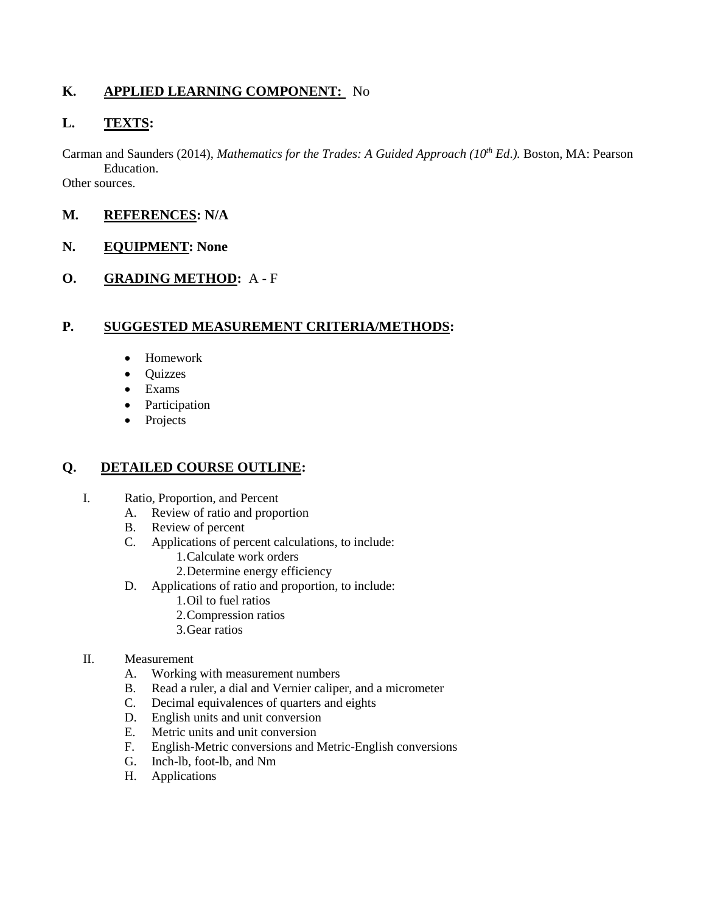**K. APPLIED LEARNING COMPONENT:** No

**L. TEXTS:**

Carman and Saunders (2014), *Mathematics for the Trades: A Guided Approach (10th Ed.).* Boston, MA: Pearson Education.
Other sources.

**M. REFERENCES: N/A**

**N. EQUIPMENT: None**

**O. GRADING METHOD:** A - F

**P. SUGGESTED MEASUREMENT CRITERIA/METHODS:**

- Homework
- Quizzes
- Exams
- Participation
- Projects

**Q. DETAILED COURSE OUTLINE:**

I. Ratio, Proportion, and Percent
   A. Review of ratio and proportion
   B. Review of percent
   C. Applications of percent calculations, to include:
      1. Calculate work orders
      2. Determine energy efficiency
   D. Applications of ratio and proportion, to include:
      1. Oil to fuel ratios
      2. Compression ratios
      3. Gear ratios

II. Measurement
   A. Working with measurement numbers
   B. Read a ruler, a dial and Vernier caliper, and a micrometer
   C. Decimal equivalences of quarters and eights
   D. English units and unit conversion
   E. Metric units and unit conversion
   F. English-Metric conversions and Metric-English conversions
   G. Inch-lb, foot-lb, and Nm
   H. Applications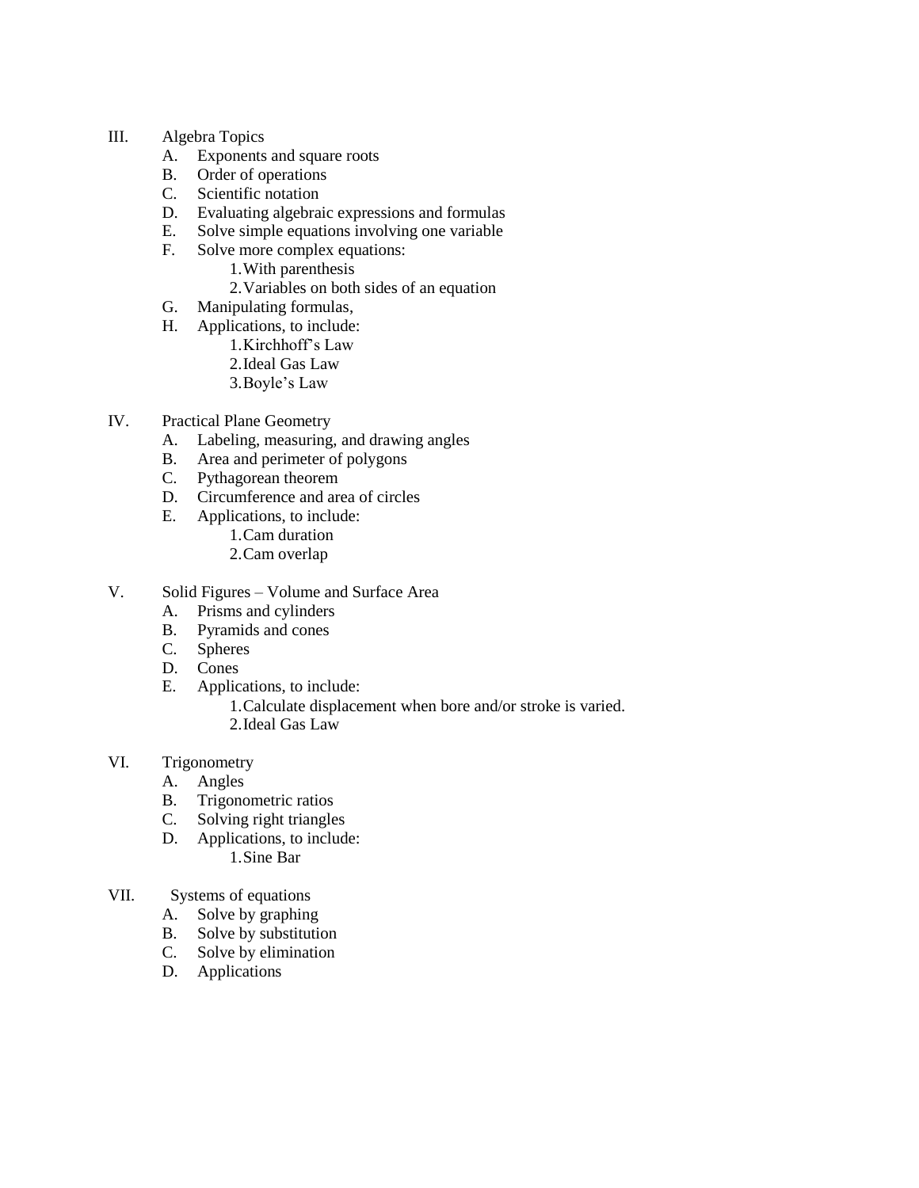III. Algebra Topics
   A. Exponents and square roots
   B. Order of operations
   C. Scientific notation
   D. Evaluating algebraic expressions and formulas
   E. Solve simple equations involving one variable
   F. Solve more complex equations:
      1. With parenthesis
      2. Variables on both sides of an equation
   G. Manipulating formulas,
   H. Applications, to include:
      1. Kirchhoff's Law
      2. Ideal Gas Law
      3. Boyle's Law

IV. Practical Plane Geometry
   A. Labeling, measuring, and drawing angles
   B. Area and perimeter of polygons
   C. Pythagorean theorem
   D. Circumference and area of circles
   E. Applications, to include:
      1. Cam duration
      2. Cam overlap

V. Solid Figures – Volume and Surface Area
   A. Prisms and cylinders
   B. Pyramids and cones
   C. Spheres
   D. Cones
   E. Applications, to include:
      1. Calculate displacement when bore and/or stroke is varied.
      2. Ideal Gas Law

VI. Trigonometry
   A. Angles
   B. Trigonometric ratios
   C. Solving right triangles
   D. Applications, to include:
      1. Sine Bar

VII. Systems of equations
   A. Solve by graphing
   B. Solve by substitution
   C. Solve by elimination
   D. Applications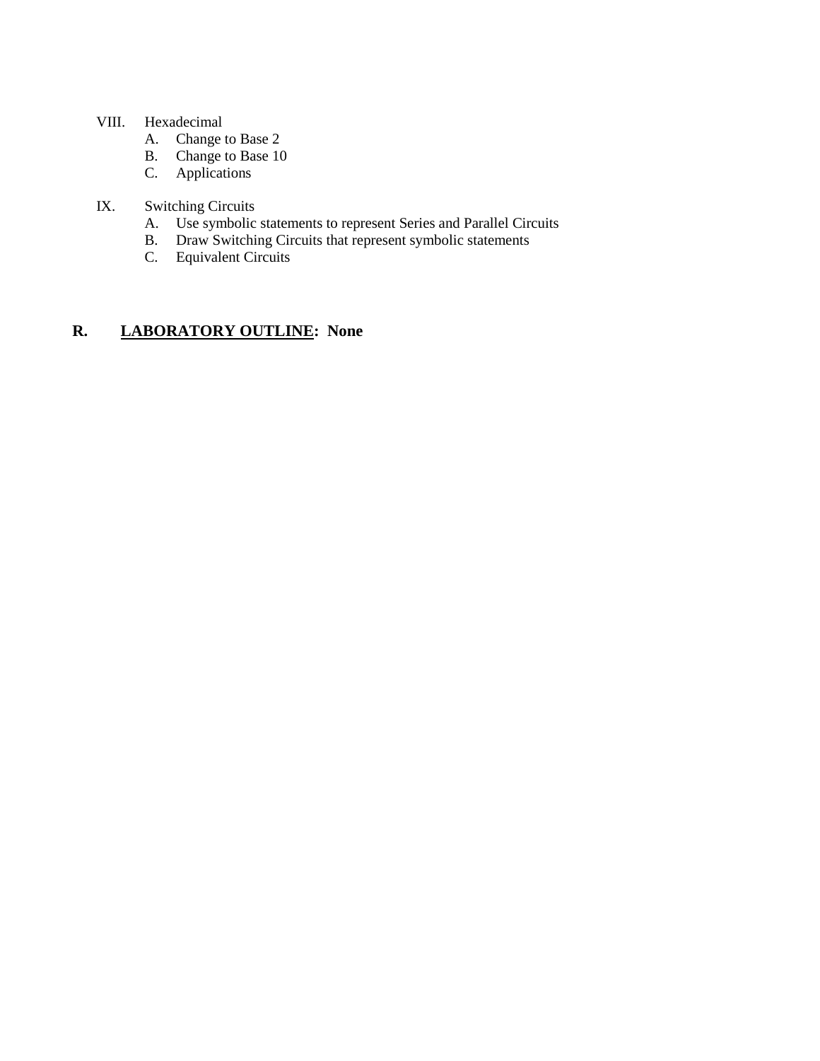VIII. Hexadecimal
    A. Change to Base 2
    B. Change to Base 10
    C. Applications

IX. Switching Circuits
    A. Use symbolic statements to represent Series and Parallel Circuits
    B. Draw Switching Circuits that represent symbolic statements
    C. Equivalent Circuits

## R. LABORATORY OUTLINE: None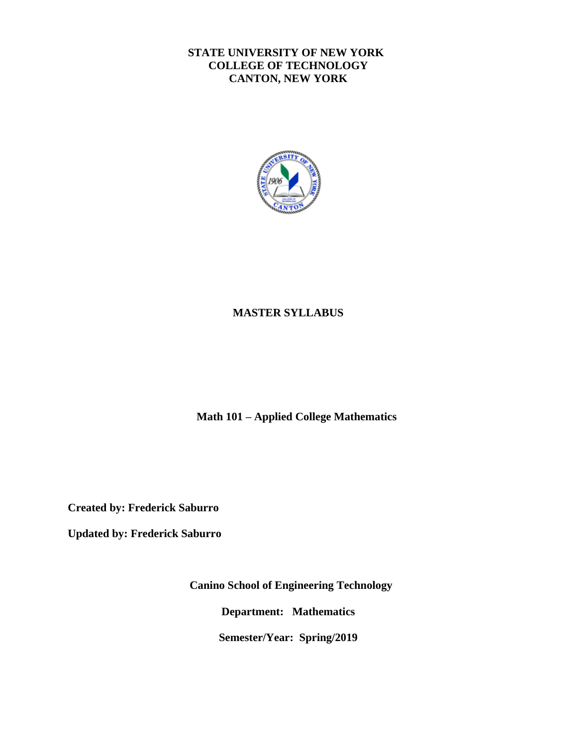**STATE UNIVERSITY OF NEW YORK**
**COLLEGE OF TECHNOLOGY**
**CANTON, NEW YORK**

# MASTER SYLLABUS

## Math 101 – Applied College Mathematics

**Created by: Frederick Saburro**

**Updated by: Frederick Saburro**

**Canino School of Engineering Technology**

**Department: Mathematics**

**Semester/Year: Spring/2019**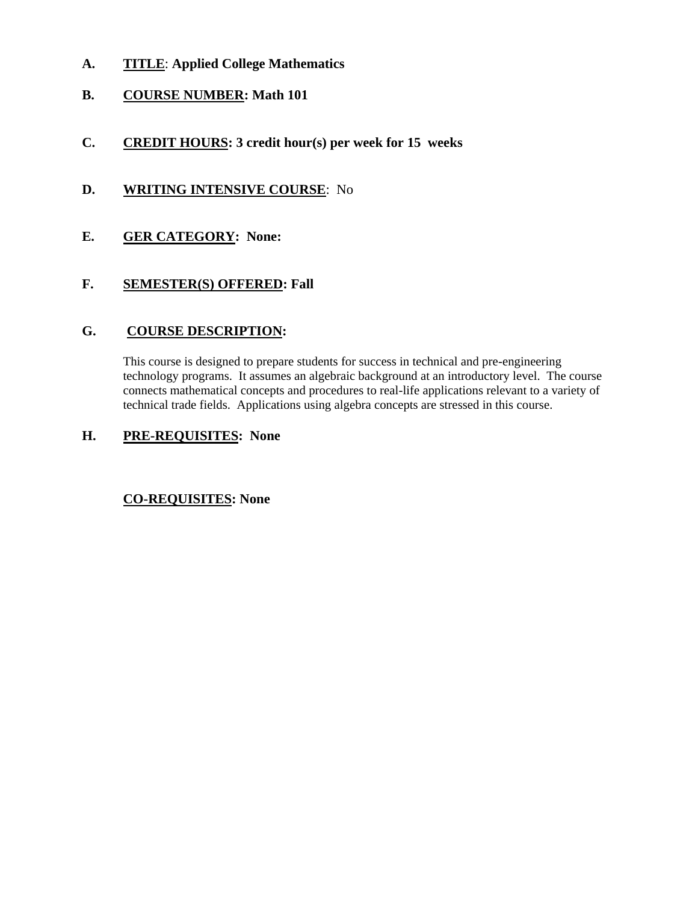**A.** **TITLE**: **Applied College Mathematics**

**B.** **COURSE NUMBER: Math 101**

**C.** **CREDIT HOURS: 3 credit hour(s) per week for 15 weeks**

**D.** **WRITING INTENSIVE COURSE**: No

**E.** **GER CATEGORY: None:**

**F.** **SEMESTER(S) OFFERED: Fall**

**G.** **COURSE DESCRIPTION:**

This course is designed to prepare students for success in technical and pre-engineering technology programs. It assumes an algebraic background at an introductory level. The course connects mathematical concepts and procedures to real-life applications relevant to a variety of technical trade fields. Applications using algebra concepts are stressed in this course.

**H.** **PRE-REQUISITES: None**

**CO-REQUISITES: None**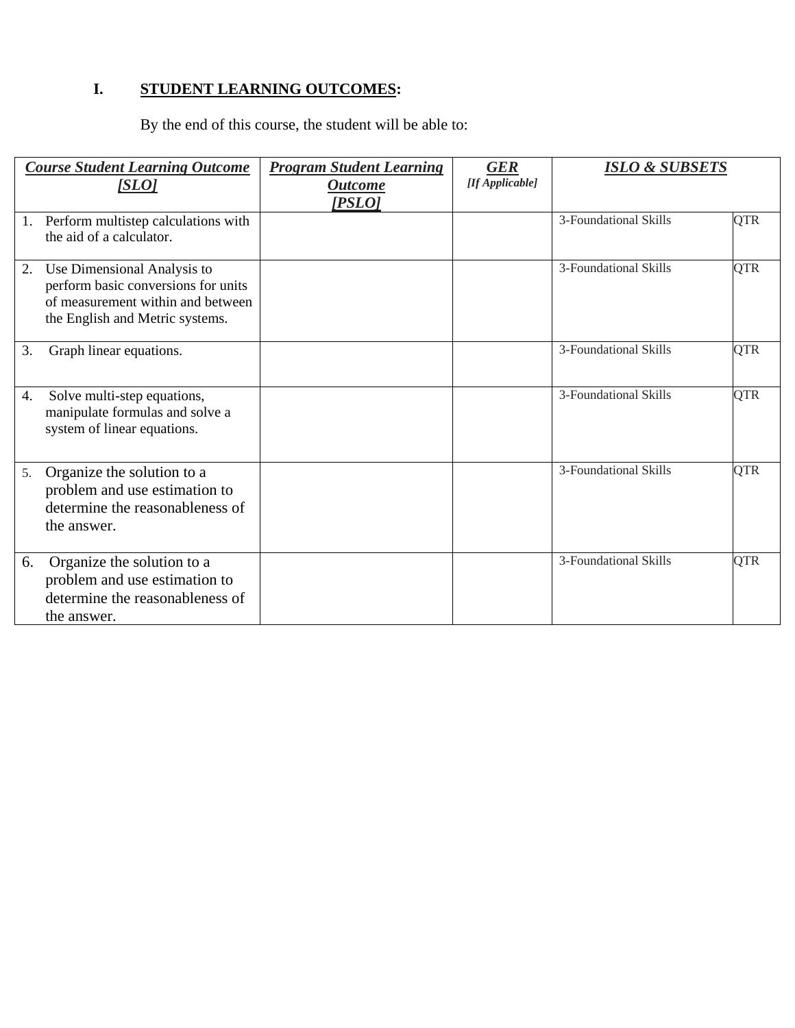## I. STUDENT LEARNING OUTCOMES:

By the end of this course, the student will be able to:

| ***Course Student Learning Outcome [SLO]*** | ***Program Student Learning Outcome [PSLO]*** | ***GER*** *[If Applicable]* | ***ISLO & SUBSETS*** | |
|---|---|---|---|---|
| 1. Perform multistep calculations with the aid of a calculator. | | | 3-Foundational Skills | QTR |
| 2. Use Dimensional Analysis to perform basic conversions for units of measurement within and between the English and Metric systems. | | | 3-Foundational Skills | QTR |
| 3. Graph linear equations. | | | 3-Foundational Skills | QTR |
| 4. Solve multi-step equations, manipulate formulas and solve a system of linear equations. | | | 3-Foundational Skills | QTR |
| 5. Organize the solution to a problem and use estimation to determine the reasonableness of the answer. | | | 3-Foundational Skills | QTR |
| 6. Organize the solution to a problem and use estimation to determine the reasonableness of the answer. | | | 3-Foundational Skills | QTR |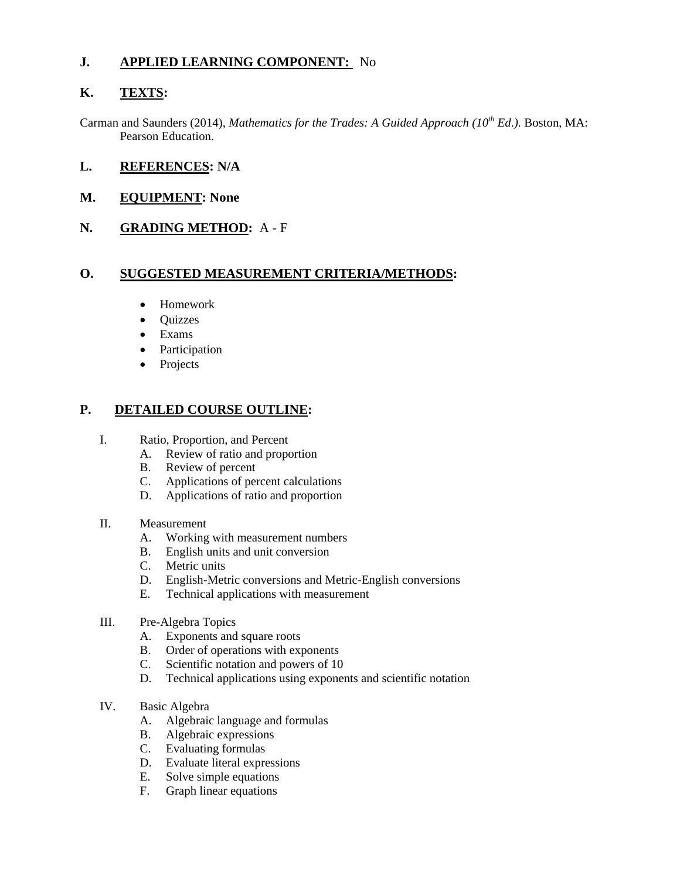## J. APPLIED LEARNING COMPONENT: No

## K. TEXTS:

Carman and Saunders (2014), *Mathematics for the Trades: A Guided Approach (10th Ed.).* Boston, MA: Pearson Education.

## L. REFERENCES: N/A

## M. EQUIPMENT: None

## N. GRADING METHOD: A - F

## O. SUGGESTED MEASUREMENT CRITERIA/METHODS:

- Homework
- Quizzes
- Exams
- Participation
- Projects

## P. DETAILED COURSE OUTLINE:

I. Ratio, Proportion, and Percent
   A. Review of ratio and proportion
   B. Review of percent
   C. Applications of percent calculations
   D. Applications of ratio and proportion

II. Measurement
   A. Working with measurement numbers
   B. English units and unit conversion
   C. Metric units
   D. English-Metric conversions and Metric-English conversions
   E. Technical applications with measurement

III. Pre-Algebra Topics
   A. Exponents and square roots
   B. Order of operations with exponents
   C. Scientific notation and powers of 10
   D. Technical applications using exponents and scientific notation

IV. Basic Algebra
   A. Algebraic language and formulas
   B. Algebraic expressions
   C. Evaluating formulas
   D. Evaluate literal expressions
   E. Solve simple equations
   F. Graph linear equations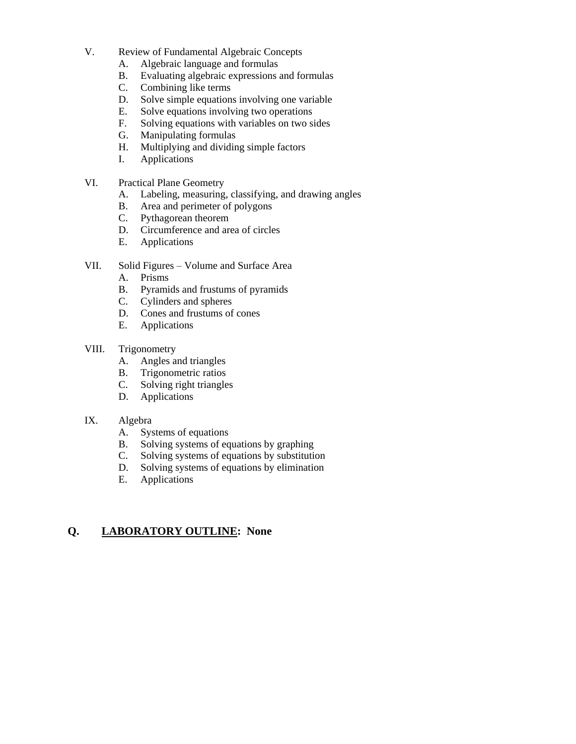V. Review of Fundamental Algebraic Concepts
   A. Algebraic language and formulas
   B. Evaluating algebraic expressions and formulas
   C. Combining like terms
   D. Solve simple equations involving one variable
   E. Solve equations involving two operations
   F. Solving equations with variables on two sides
   G. Manipulating formulas
   H. Multiplying and dividing simple factors
   I. Applications

VI. Practical Plane Geometry
   A. Labeling, measuring, classifying, and drawing angles
   B. Area and perimeter of polygons
   C. Pythagorean theorem
   D. Circumference and area of circles
   E. Applications

VII. Solid Figures – Volume and Surface Area
   A. Prisms
   B. Pyramids and frustums of pyramids
   C. Cylinders and spheres
   D. Cones and frustums of cones
   E. Applications

VIII. Trigonometry
   A. Angles and triangles
   B. Trigonometric ratios
   C. Solving right triangles
   D. Applications

IX. Algebra
   A. Systems of equations
   B. Solving systems of equations by graphing
   C. Solving systems of equations by substitution
   D. Solving systems of equations by elimination
   E. Applications

**Q. <u>LABORATORY OUTLINE</u>: None**